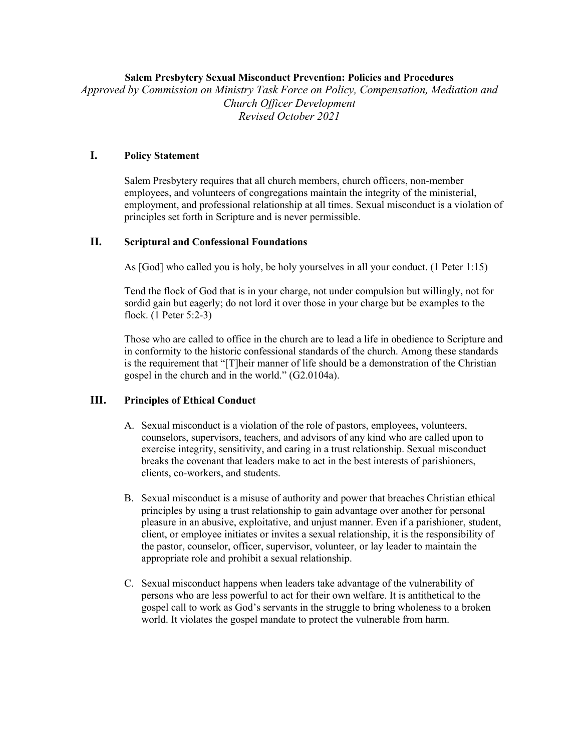# Salem Presbytery Sexual Misconduct Prevention: Policies and Procedures

*Approved by Commission on Ministry Task Force on Policy, Compensation, Mediation and Church Officer Development*
*Revised October 2021*

## I. Policy Statement

Salem Presbytery requires that all church members, church officers, non-member employees, and volunteers of congregations maintain the integrity of the ministerial, employment, and professional relationship at all times. Sexual misconduct is a violation of principles set forth in Scripture and is never permissible.

## II. Scriptural and Confessional Foundations

As [God] who called you is holy, be holy yourselves in all your conduct. (1 Peter 1:15)

Tend the flock of God that is in your charge, not under compulsion but willingly, not for sordid gain but eagerly; do not lord it over those in your charge but be examples to the flock. (1 Peter 5:2-3)

Those who are called to office in the church are to lead a life in obedience to Scripture and in conformity to the historic confessional standards of the church. Among these standards is the requirement that "[T]heir manner of life should be a demonstration of the Christian gospel in the church and in the world." (G2.0104a).

## III. Principles of Ethical Conduct

A. Sexual misconduct is a violation of the role of pastors, employees, volunteers, counselors, supervisors, teachers, and advisors of any kind who are called upon to exercise integrity, sensitivity, and caring in a trust relationship. Sexual misconduct breaks the covenant that leaders make to act in the best interests of parishioners, clients, co-workers, and students.

B. Sexual misconduct is a misuse of authority and power that breaches Christian ethical principles by using a trust relationship to gain advantage over another for personal pleasure in an abusive, exploitative, and unjust manner. Even if a parishioner, student, client, or employee initiates or invites a sexual relationship, it is the responsibility of the pastor, counselor, officer, supervisor, volunteer, or lay leader to maintain the appropriate role and prohibit a sexual relationship.

C. Sexual misconduct happens when leaders take advantage of the vulnerability of persons who are less powerful to act for their own welfare. It is antithetical to the gospel call to work as God's servants in the struggle to bring wholeness to a broken world. It violates the gospel mandate to protect the vulnerable from harm.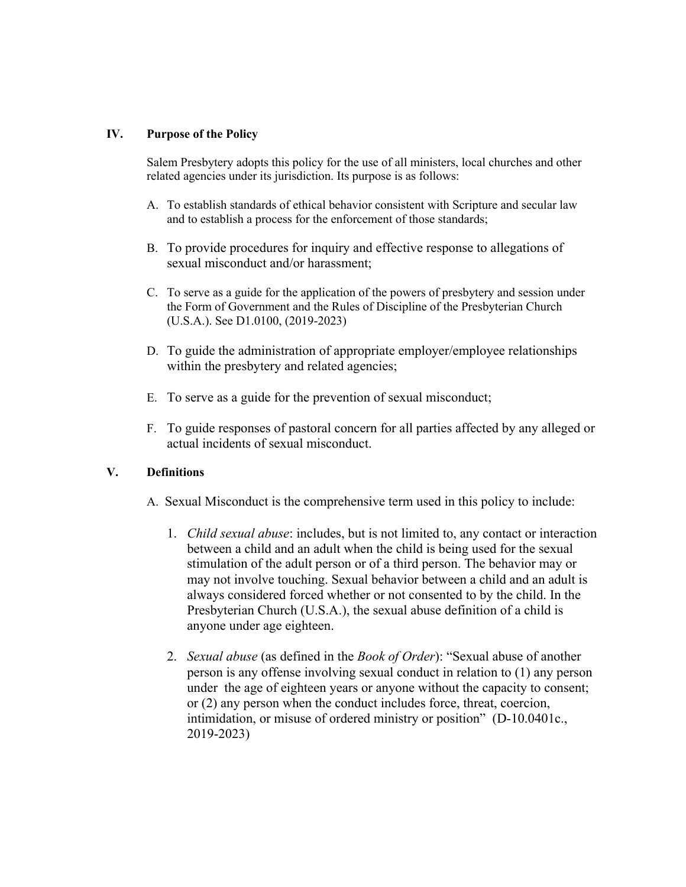## IV. Purpose of the Policy

Salem Presbytery adopts this policy for the use of all ministers, local churches and other related agencies under its jurisdiction. Its purpose is as follows:

A. To establish standards of ethical behavior consistent with Scripture and secular law and to establish a process for the enforcement of those standards;

B. To provide procedures for inquiry and effective response to allegations of sexual misconduct and/or harassment;

C. To serve as a guide for the application of the powers of presbytery and session under the Form of Government and the Rules of Discipline of the Presbyterian Church (U.S.A.). See D1.0100, (2019-2023)

D. To guide the administration of appropriate employer/employee relationships within the presbytery and related agencies;

E. To serve as a guide for the prevention of sexual misconduct;

F. To guide responses of pastoral concern for all parties affected by any alleged or actual incidents of sexual misconduct.

## V. Definitions

A. Sexual Misconduct is the comprehensive term used in this policy to include:

1. *Child sexual abuse*: includes, but is not limited to, any contact or interaction between a child and an adult when the child is being used for the sexual stimulation of the adult person or of a third person. The behavior may or may not involve touching. Sexual behavior between a child and an adult is always considered forced whether or not consented to by the child. In the Presbyterian Church (U.S.A.), the sexual abuse definition of a child is anyone under age eighteen.

2. *Sexual abuse* (as defined in the *Book of Order*): "Sexual abuse of another person is any offense involving sexual conduct in relation to (1) any person under the age of eighteen years or anyone without the capacity to consent; or (2) any person when the conduct includes force, threat, coercion, intimidation, or misuse of ordered ministry or position" (D-10.0401c., 2019-2023)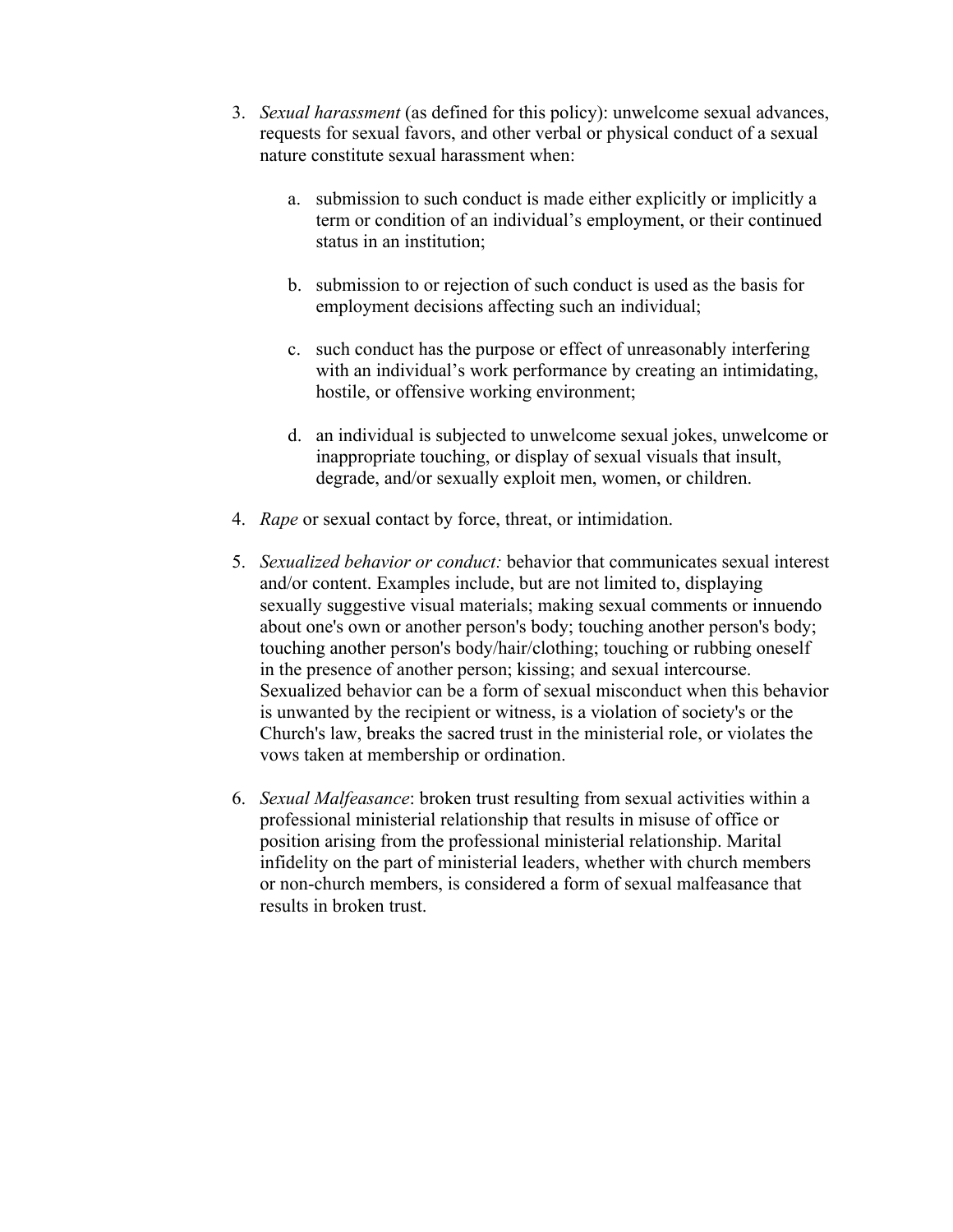3. *Sexual harassment* (as defined for this policy): unwelcome sexual advances, requests for sexual favors, and other verbal or physical conduct of a sexual nature constitute sexual harassment when:

    a. submission to such conduct is made either explicitly or implicitly a term or condition of an individual's employment, or their continued status in an institution;

    b. submission to or rejection of such conduct is used as the basis for employment decisions affecting such an individual;

    c. such conduct has the purpose or effect of unreasonably interfering with an individual's work performance by creating an intimidating, hostile, or offensive working environment;

    d. an individual is subjected to unwelcome sexual jokes, unwelcome or inappropriate touching, or display of sexual visuals that insult, degrade, and/or sexually exploit men, women, or children.

4. *Rape* or sexual contact by force, threat, or intimidation.

5. *Sexualized behavior or conduct:* behavior that communicates sexual interest and/or content. Examples include, but are not limited to, displaying sexually suggestive visual materials; making sexual comments or innuendo about one's own or another person's body; touching another person's body; touching another person's body/hair/clothing; touching or rubbing oneself in the presence of another person; kissing; and sexual intercourse. Sexualized behavior can be a form of sexual misconduct when this behavior is unwanted by the recipient or witness, is a violation of society's or the Church's law, breaks the sacred trust in the ministerial role, or violates the vows taken at membership or ordination.

6. *Sexual Malfeasance*: broken trust resulting from sexual activities within a professional ministerial relationship that results in misuse of office or position arising from the professional ministerial relationship. Marital infidelity on the part of ministerial leaders, whether with church members or non-church members, is considered a form of sexual malfeasance that results in broken trust.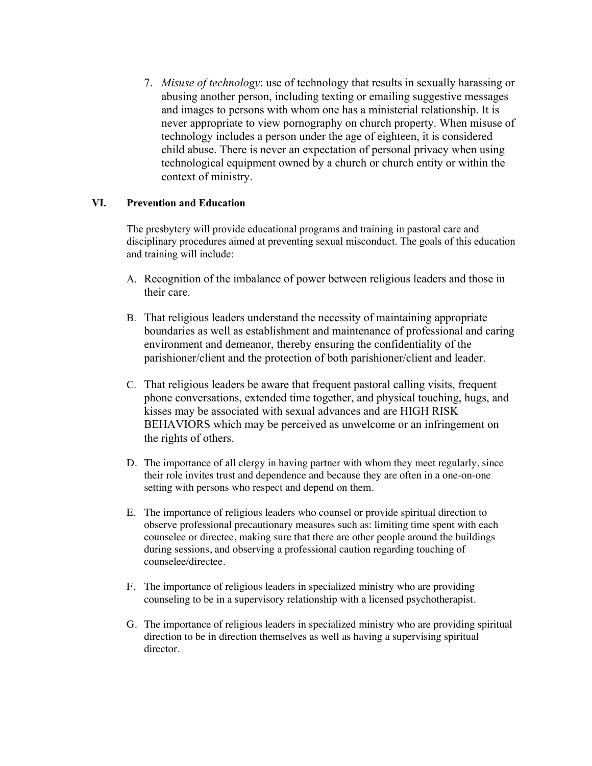7. *Misuse of technology*: use of technology that results in sexually harassing or abusing another person, including texting or emailing suggestive messages and images to persons with whom one has a ministerial relationship. It is never appropriate to view pornography on church property. When misuse of technology includes a person under the age of eighteen, it is considered child abuse. There is never an expectation of personal privacy when using technological equipment owned by a church or church entity or within the context of ministry.

## VI. Prevention and Education

The presbytery will provide educational programs and training in pastoral care and disciplinary procedures aimed at preventing sexual misconduct. The goals of this education and training will include:

A. Recognition of the imbalance of power between religious leaders and those in their care.

B. That religious leaders understand the necessity of maintaining appropriate boundaries as well as establishment and maintenance of professional and caring environment and demeanor, thereby ensuring the confidentiality of the parishioner/client and the protection of both parishioner/client and leader.

C. That religious leaders be aware that frequent pastoral calling visits, frequent phone conversations, extended time together, and physical touching, hugs, and kisses may be associated with sexual advances and are HIGH RISK BEHAVIORS which may be perceived as unwelcome or an infringement on the rights of others.

D. The importance of all clergy in having partner with whom they meet regularly, since their role invites trust and dependence and because they are often in a one-on-one setting with persons who respect and depend on them.

E. The importance of religious leaders who counsel or provide spiritual direction to observe professional precautionary measures such as: limiting time spent with each counselee or directee, making sure that there are other people around the buildings during sessions, and observing a professional caution regarding touching of counselee/directee.

F. The importance of religious leaders in specialized ministry who are providing counseling to be in a supervisory relationship with a licensed psychotherapist.

G. The importance of religious leaders in specialized ministry who are providing spiritual direction to be in direction themselves as well as having a supervising spiritual director.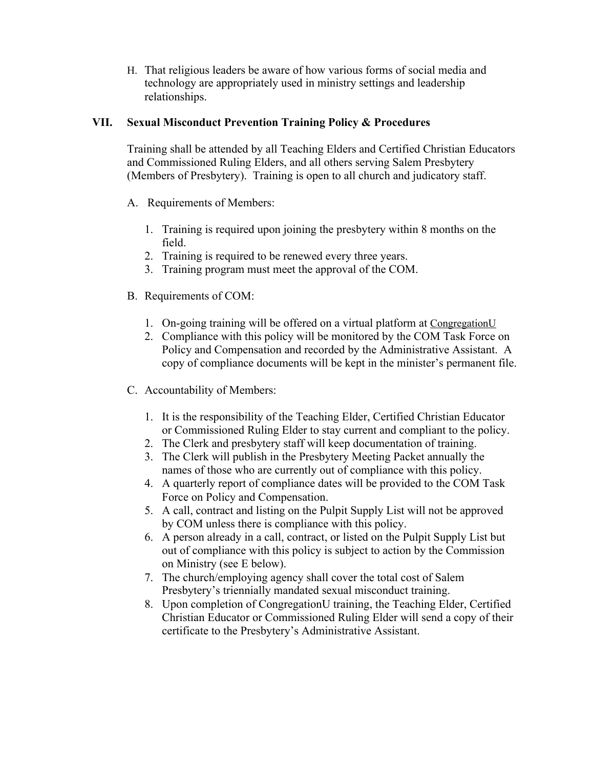H. That religious leaders be aware of how various forms of social media and technology are appropriately used in ministry settings and leadership relationships.

## VII. Sexual Misconduct Prevention Training Policy & Procedures

Training shall be attended by all Teaching Elders and Certified Christian Educators and Commissioned Ruling Elders, and all others serving Salem Presbytery (Members of Presbytery). Training is open to all church and judicatory staff.

A. Requirements of Members:

1. Training is required upon joining the presbytery within 8 months on the field.
2. Training is required to be renewed every three years.
3. Training program must meet the approval of the COM.

B. Requirements of COM:

1. On-going training will be offered on a virtual platform at CongregationU
2. Compliance with this policy will be monitored by the COM Task Force on Policy and Compensation and recorded by the Administrative Assistant. A copy of compliance documents will be kept in the minister's permanent file.

C. Accountability of Members:

1. It is the responsibility of the Teaching Elder, Certified Christian Educator or Commissioned Ruling Elder to stay current and compliant to the policy.
2. The Clerk and presbytery staff will keep documentation of training.
3. The Clerk will publish in the Presbytery Meeting Packet annually the names of those who are currently out of compliance with this policy.
4. A quarterly report of compliance dates will be provided to the COM Task Force on Policy and Compensation.
5. A call, contract and listing on the Pulpit Supply List will not be approved by COM unless there is compliance with this policy.
6. A person already in a call, contract, or listed on the Pulpit Supply List but out of compliance with this policy is subject to action by the Commission on Ministry (see E below).
7. The church/employing agency shall cover the total cost of Salem Presbytery's triennially mandated sexual misconduct training.
8. Upon completion of CongregationU training, the Teaching Elder, Certified Christian Educator or Commissioned Ruling Elder will send a copy of their certificate to the Presbytery's Administrative Assistant.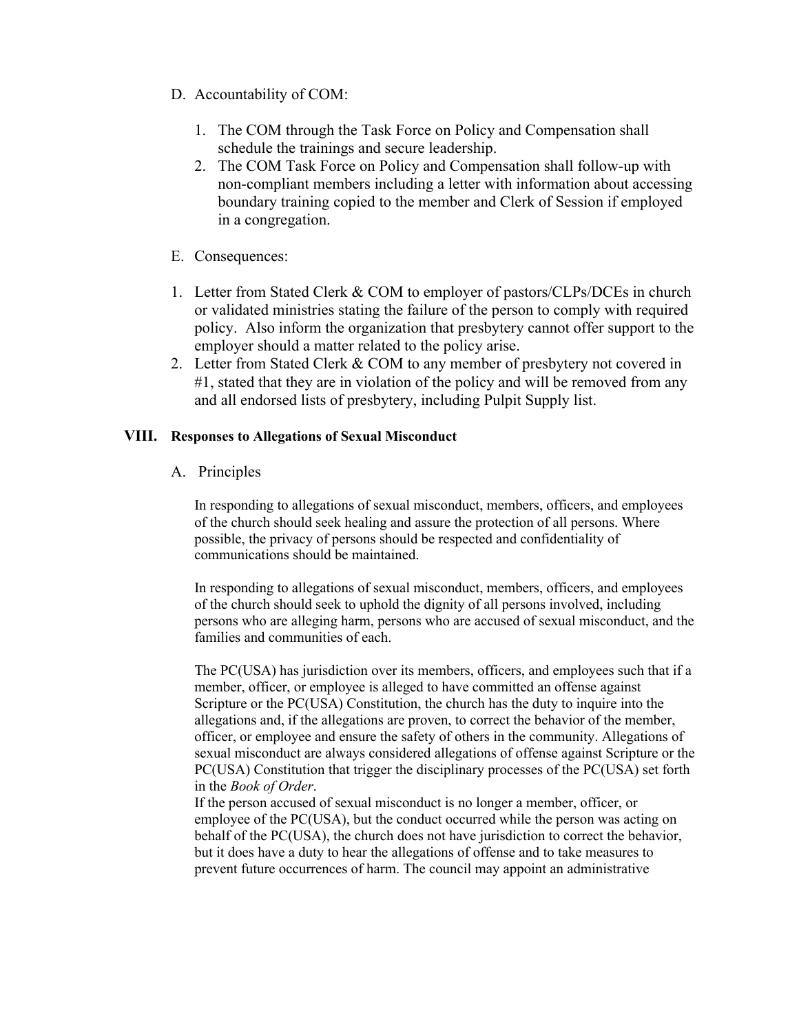D. Accountability of COM:

1. The COM through the Task Force on Policy and Compensation shall schedule the trainings and secure leadership.
2. The COM Task Force on Policy and Compensation shall follow-up with non-compliant members including a letter with information about accessing boundary training copied to the member and Clerk of Session if employed in a congregation.

E. Consequences:

1. Letter from Stated Clerk & COM to employer of pastors/CLPs/DCEs in church or validated ministries stating the failure of the person to comply with required policy. Also inform the organization that presbytery cannot offer support to the employer should a matter related to the policy arise.
2. Letter from Stated Clerk & COM to any member of presbytery not covered in #1, stated that they are in violation of the policy and will be removed from any and all endorsed lists of presbytery, including Pulpit Supply list.

## VIII. Responses to Allegations of Sexual Misconduct

A. Principles

In responding to allegations of sexual misconduct, members, officers, and employees of the church should seek healing and assure the protection of all persons. Where possible, the privacy of persons should be respected and confidentiality of communications should be maintained.

In responding to allegations of sexual misconduct, members, officers, and employees of the church should seek to uphold the dignity of all persons involved, including persons who are alleging harm, persons who are accused of sexual misconduct, and the families and communities of each.

The PC(USA) has jurisdiction over its members, officers, and employees such that if a member, officer, or employee is alleged to have committed an offense against Scripture or the PC(USA) Constitution, the church has the duty to inquire into the allegations and, if the allegations are proven, to correct the behavior of the member, officer, or employee and ensure the safety of others in the community. Allegations of sexual misconduct are always considered allegations of offense against Scripture or the PC(USA) Constitution that trigger the disciplinary processes of the PC(USA) set forth in the *Book of Order*.

If the person accused of sexual misconduct is no longer a member, officer, or employee of the PC(USA), but the conduct occurred while the person was acting on behalf of the PC(USA), the church does not have jurisdiction to correct the behavior, but it does have a duty to hear the allegations of offense and to take measures to prevent future occurrences of harm. The council may appoint an administrative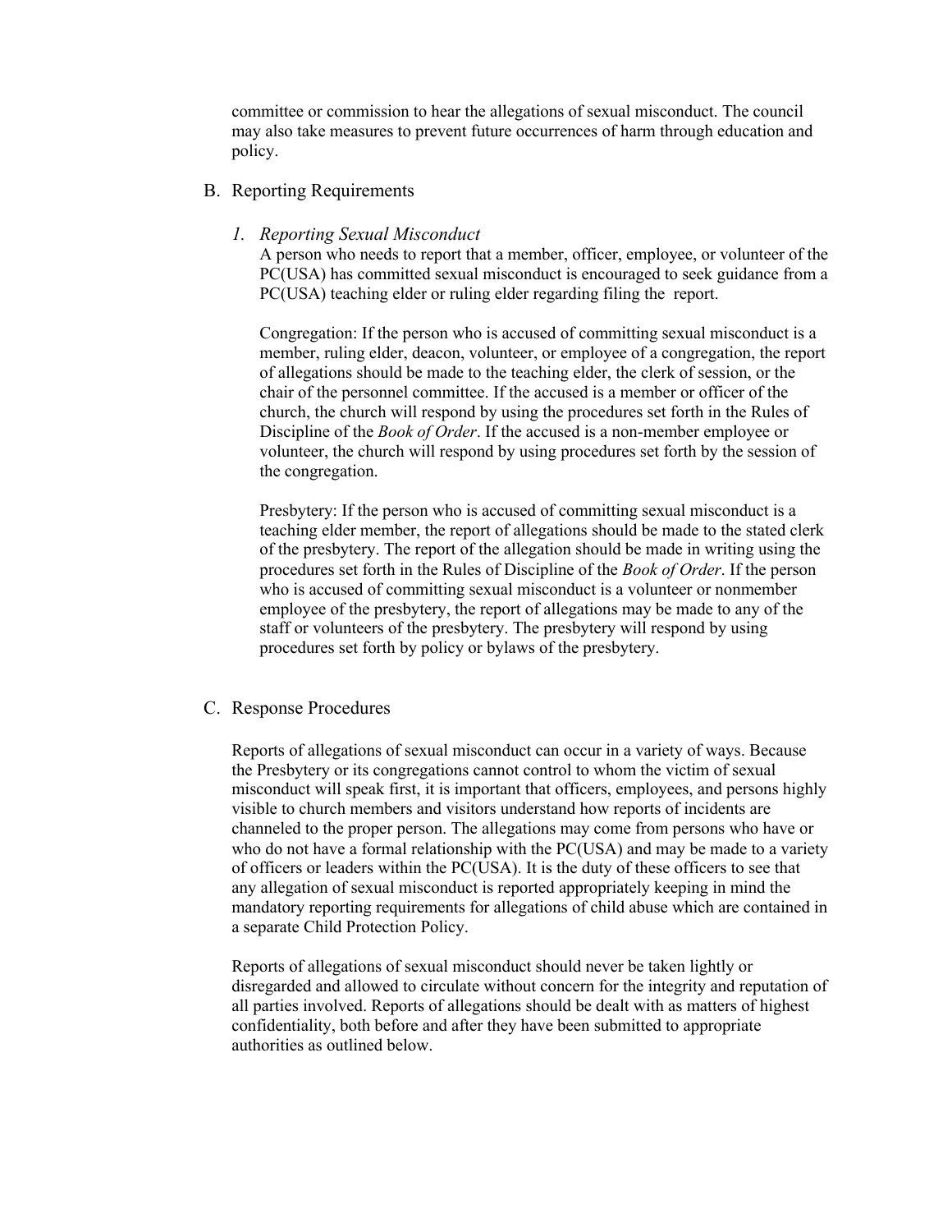committee or commission to hear the allegations of sexual misconduct. The council may also take measures to prevent future occurrences of harm through education and policy.

## B. Reporting Requirements

### *1. Reporting Sexual Misconduct*

A person who needs to report that a member, officer, employee, or volunteer of the PC(USA) has committed sexual misconduct is encouraged to seek guidance from a PC(USA) teaching elder or ruling elder regarding filing the report.

Congregation: If the person who is accused of committing sexual misconduct is a member, ruling elder, deacon, volunteer, or employee of a congregation, the report of allegations should be made to the teaching elder, the clerk of session, or the chair of the personnel committee. If the accused is a member or officer of the church, the church will respond by using the procedures set forth in the Rules of Discipline of the *Book of Order*. If the accused is a non-member employee or volunteer, the church will respond by using procedures set forth by the session of the congregation.

Presbytery: If the person who is accused of committing sexual misconduct is a teaching elder member, the report of allegations should be made to the stated clerk of the presbytery. The report of the allegation should be made in writing using the procedures set forth in the Rules of Discipline of the *Book of Order*. If the person who is accused of committing sexual misconduct is a volunteer or nonmember employee of the presbytery, the report of allegations may be made to any of the staff or volunteers of the presbytery. The presbytery will respond by using procedures set forth by policy or bylaws of the presbytery.

## C. Response Procedures

Reports of allegations of sexual misconduct can occur in a variety of ways. Because the Presbytery or its congregations cannot control to whom the victim of sexual misconduct will speak first, it is important that officers, employees, and persons highly visible to church members and visitors understand how reports of incidents are channeled to the proper person. The allegations may come from persons who have or who do not have a formal relationship with the PC(USA) and may be made to a variety of officers or leaders within the PC(USA). It is the duty of these officers to see that any allegation of sexual misconduct is reported appropriately keeping in mind the mandatory reporting requirements for allegations of child abuse which are contained in a separate Child Protection Policy.

Reports of allegations of sexual misconduct should never be taken lightly or disregarded and allowed to circulate without concern for the integrity and reputation of all parties involved. Reports of allegations should be dealt with as matters of highest confidentiality, both before and after they have been submitted to appropriate authorities as outlined below.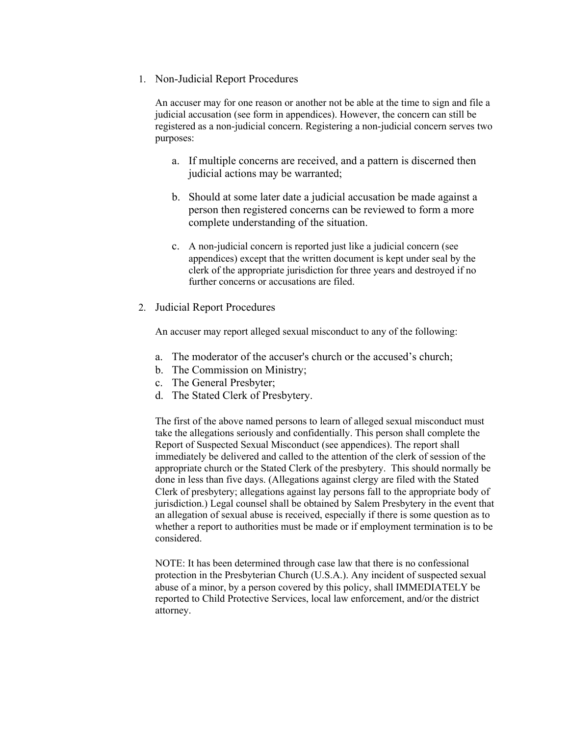1. Non-Judicial Report Procedures

   An accuser may for one reason or another not be able at the time to sign and file a judicial accusation (see form in appendices). However, the concern can still be registered as a non-judicial concern. Registering a non-judicial concern serves two purposes:

   a. If multiple concerns are received, and a pattern is discerned then judicial actions may be warranted;

   b. Should at some later date a judicial accusation be made against a person then registered concerns can be reviewed to form a more complete understanding of the situation.

   c. A non-judicial concern is reported just like a judicial concern (see appendices) except that the written document is kept under seal by the clerk of the appropriate jurisdiction for three years and destroyed if no further concerns or accusations are filed.

2. Judicial Report Procedures

   An accuser may report alleged sexual misconduct to any of the following:

   a. The moderator of the accuser's church or the accused's church;
   b. The Commission on Ministry;
   c. The General Presbyter;
   d. The Stated Clerk of Presbytery.

   The first of the above named persons to learn of alleged sexual misconduct must take the allegations seriously and confidentially. This person shall complete the Report of Suspected Sexual Misconduct (see appendices). The report shall immediately be delivered and called to the attention of the clerk of session of the appropriate church or the Stated Clerk of the presbytery. This should normally be done in less than five days. (Allegations against clergy are filed with the Stated Clerk of presbytery; allegations against lay persons fall to the appropriate body of jurisdiction.) Legal counsel shall be obtained by Salem Presbytery in the event that an allegation of sexual abuse is received, especially if there is some question as to whether a report to authorities must be made or if employment termination is to be considered.

   NOTE: It has been determined through case law that there is no confessional protection in the Presbyterian Church (U.S.A.). Any incident of suspected sexual abuse of a minor, by a person covered by this policy, shall IMMEDIATELY be reported to Child Protective Services, local law enforcement, and/or the district attorney.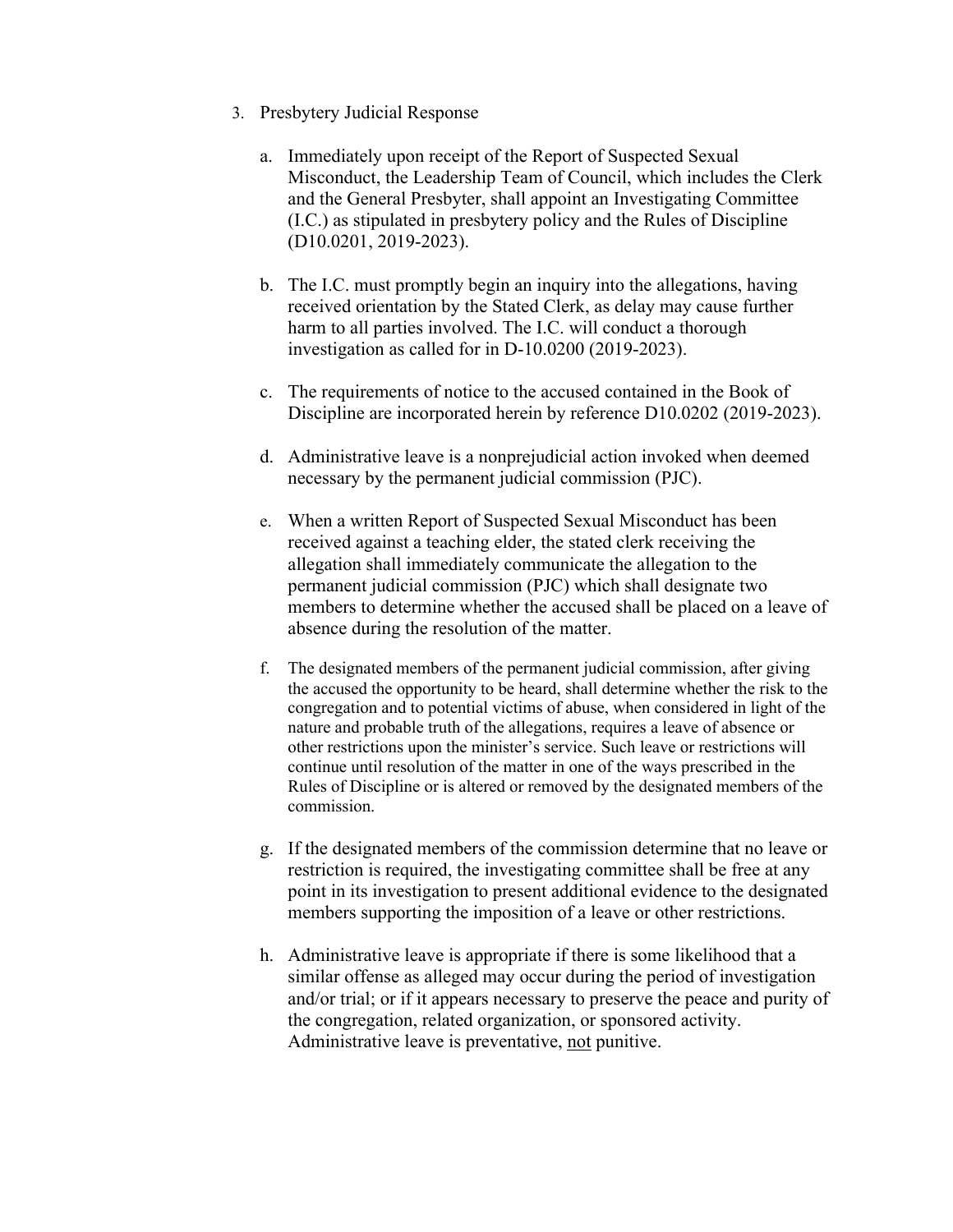3. Presbytery Judicial Response

    a. Immediately upon receipt of the Report of Suspected Sexual Misconduct, the Leadership Team of Council, which includes the Clerk and the General Presbyter, shall appoint an Investigating Committee (I.C.) as stipulated in presbytery policy and the Rules of Discipline (D10.0201, 2019-2023).

    b. The I.C. must promptly begin an inquiry into the allegations, having received orientation by the Stated Clerk, as delay may cause further harm to all parties involved. The I.C. will conduct a thorough investigation as called for in D-10.0200 (2019-2023).

    c. The requirements of notice to the accused contained in the Book of Discipline are incorporated herein by reference D10.0202 (2019-2023).

    d. Administrative leave is a nonprejudicial action invoked when deemed necessary by the permanent judicial commission (PJC).

    e. When a written Report of Suspected Sexual Misconduct has been received against a teaching elder, the stated clerk receiving the allegation shall immediately communicate the allegation to the permanent judicial commission (PJC) which shall designate two members to determine whether the accused shall be placed on a leave of absence during the resolution of the matter.

    f. The designated members of the permanent judicial commission, after giving the accused the opportunity to be heard, shall determine whether the risk to the congregation and to potential victims of abuse, when considered in light of the nature and probable truth of the allegations, requires a leave of absence or other restrictions upon the minister's service. Such leave or restrictions will continue until resolution of the matter in one of the ways prescribed in the Rules of Discipline or is altered or removed by the designated members of the commission.

    g. If the designated members of the commission determine that no leave or restriction is required, the investigating committee shall be free at any point in its investigation to present additional evidence to the designated members supporting the imposition of a leave or other restrictions.

    h. Administrative leave is appropriate if there is some likelihood that a similar offense as alleged may occur during the period of investigation and/or trial; or if it appears necessary to preserve the peace and purity of the congregation, related organization, or sponsored activity. Administrative leave is preventative, <u>not</u> punitive.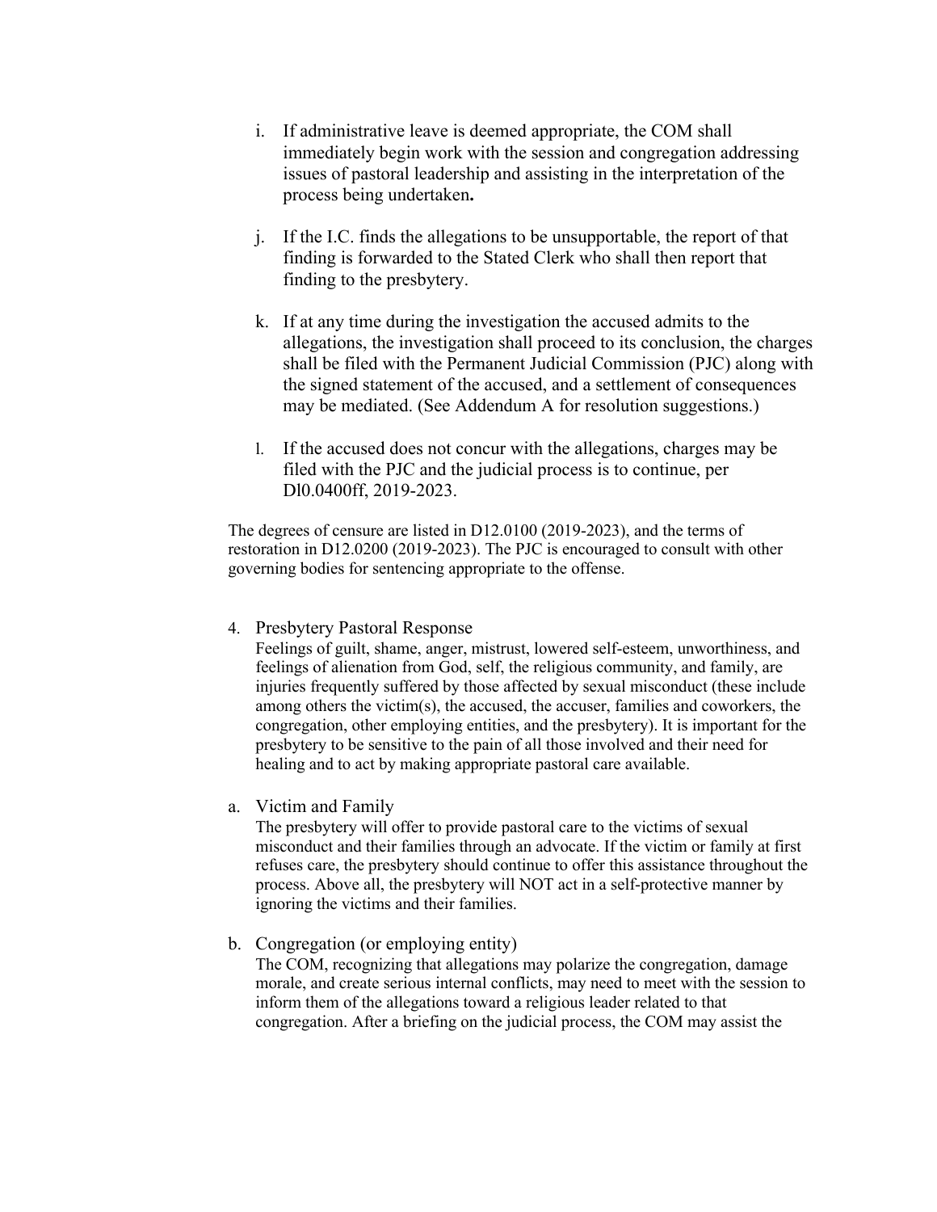i. If administrative leave is deemed appropriate, the COM shall immediately begin work with the session and congregation addressing issues of pastoral leadership and assisting in the interpretation of the process being undertaken**.**

j. If the I.C. finds the allegations to be unsupportable, the report of that finding is forwarded to the Stated Clerk who shall then report that finding to the presbytery.

k. If at any time during the investigation the accused admits to the allegations, the investigation shall proceed to its conclusion, the charges shall be filed with the Permanent Judicial Commission (PJC) along with the signed statement of the accused, and a settlement of consequences may be mediated. (See Addendum A for resolution suggestions.)

l. If the accused does not concur with the allegations, charges may be filed with the PJC and the judicial process is to continue, per Dl0.0400ff, 2019-2023.

The degrees of censure are listed in D12.0100 (2019-2023), and the terms of restoration in D12.0200 (2019-2023). The PJC is encouraged to consult with other governing bodies for sentencing appropriate to the offense.

4. Presbytery Pastoral Response

   Feelings of guilt, shame, anger, mistrust, lowered self-esteem, unworthiness, and feelings of alienation from God, self, the religious community, and family, are injuries frequently suffered by those affected by sexual misconduct (these include among others the victim(s), the accused, the accuser, families and coworkers, the congregation, other employing entities, and the presbytery). It is important for the presbytery to be sensitive to the pain of all those involved and their need for healing and to act by making appropriate pastoral care available.

a. Victim and Family

   The presbytery will offer to provide pastoral care to the victims of sexual misconduct and their families through an advocate. If the victim or family at first refuses care, the presbytery should continue to offer this assistance throughout the process. Above all, the presbytery will NOT act in a self-protective manner by ignoring the victims and their families.

b. Congregation (or employing entity)

   The COM, recognizing that allegations may polarize the congregation, damage morale, and create serious internal conflicts, may need to meet with the session to inform them of the allegations toward a religious leader related to that congregation. After a briefing on the judicial process, the COM may assist the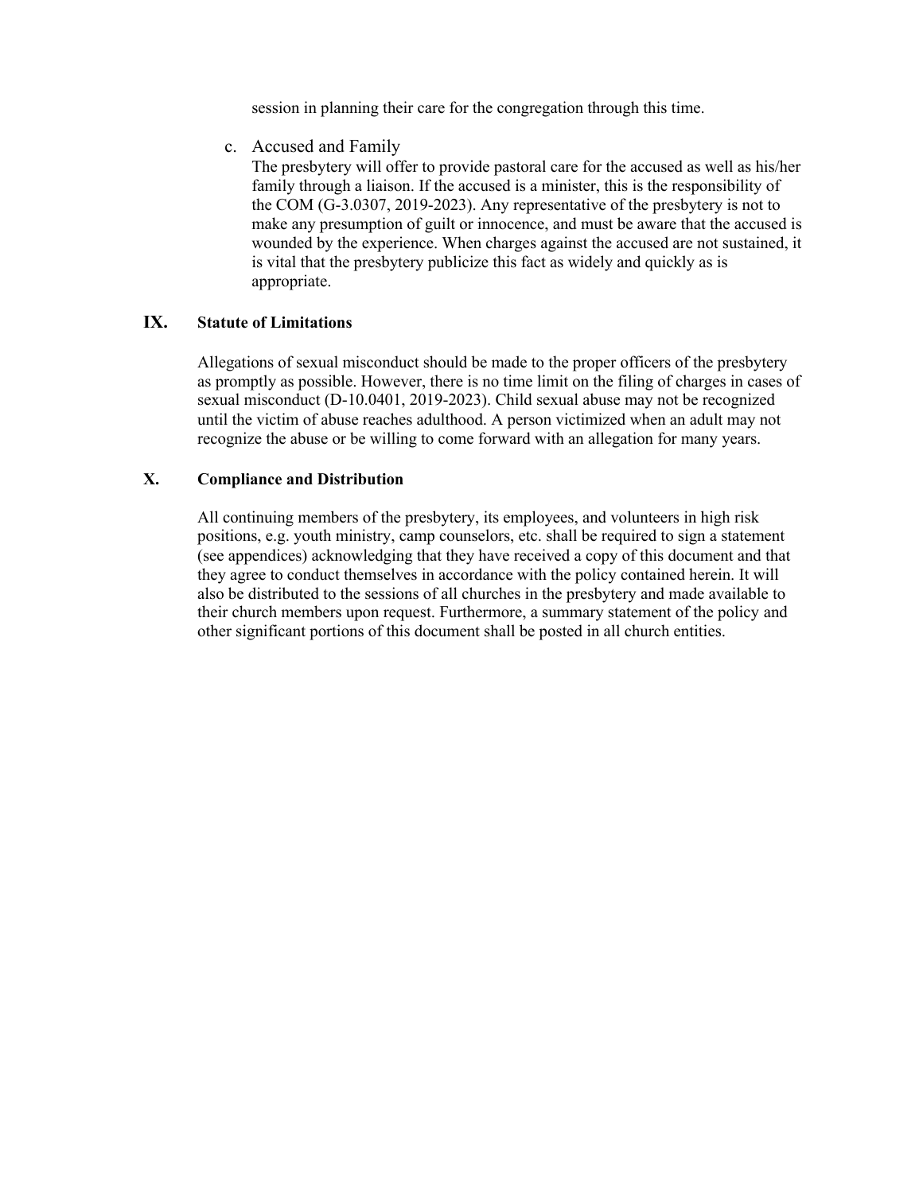session in planning their care for the congregation through this time.

c. Accused and Family

The presbytery will offer to provide pastoral care for the accused as well as his/her family through a liaison. If the accused is a minister, this is the responsibility of the COM (G-3.0307, 2019-2023). Any representative of the presbytery is not to make any presumption of guilt or innocence, and must be aware that the accused is wounded by the experience. When charges against the accused are not sustained, it is vital that the presbytery publicize this fact as widely and quickly as is appropriate.

## IX. Statute of Limitations

Allegations of sexual misconduct should be made to the proper officers of the presbytery as promptly as possible. However, there is no time limit on the filing of charges in cases of sexual misconduct (D-10.0401, 2019-2023). Child sexual abuse may not be recognized until the victim of abuse reaches adulthood. A person victimized when an adult may not recognize the abuse or be willing to come forward with an allegation for many years.

## X. Compliance and Distribution

All continuing members of the presbytery, its employees, and volunteers in high risk positions, e.g. youth ministry, camp counselors, etc. shall be required to sign a statement (see appendices) acknowledging that they have received a copy of this document and that they agree to conduct themselves in accordance with the policy contained herein. It will also be distributed to the sessions of all churches in the presbytery and made available to their church members upon request. Furthermore, a summary statement of the policy and other significant portions of this document shall be posted in all church entities.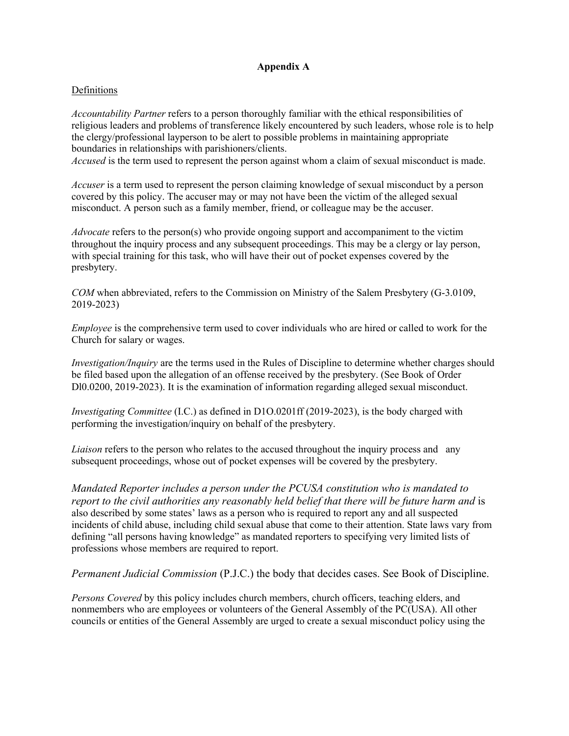**Appendix A**

Definitions

*Accountability Partner* refers to a person thoroughly familiar with the ethical responsibilities of religious leaders and problems of transference likely encountered by such leaders, whose role is to help the clergy/professional layperson to be alert to possible problems in maintaining appropriate boundaries in relationships with parishioners/clients.
*Accused* is the term used to represent the person against whom a claim of sexual misconduct is made.

*Accuser* is a term used to represent the person claiming knowledge of sexual misconduct by a person covered by this policy. The accuser may or may not have been the victim of the alleged sexual misconduct. A person such as a family member, friend, or colleague may be the accuser.

*Advocate* refers to the person(s) who provide ongoing support and accompaniment to the victim throughout the inquiry process and any subsequent proceedings. This may be a clergy or lay person, with special training for this task, who will have their out of pocket expenses covered by the presbytery.

*COM* when abbreviated, refers to the Commission on Ministry of the Salem Presbytery (G-3.0109, 2019-2023)

*Employee* is the comprehensive term used to cover individuals who are hired or called to work for the Church for salary or wages.

*Investigation/Inquiry* are the terms used in the Rules of Discipline to determine whether charges should be filed based upon the allegation of an offense received by the presbytery. (See Book of Order Dl0.0200, 2019-2023). It is the examination of information regarding alleged sexual misconduct.

*Investigating Committee* (I.C.) as defined in D1O.0201ff (2019-2023), is the body charged with performing the investigation/inquiry on behalf of the presbytery.

*Liaison* refers to the person who relates to the accused throughout the inquiry process and any subsequent proceedings, whose out of pocket expenses will be covered by the presbytery.

*Mandated Reporter includes a person under the PCUSA constitution who is mandated to report to the civil authorities any reasonably held belief that there will be future harm and* is also described by some states' laws as a person who is required to report any and all suspected incidents of child abuse, including child sexual abuse that come to their attention. State laws vary from defining "all persons having knowledge" as mandated reporters to specifying very limited lists of professions whose members are required to report.

*Permanent Judicial Commission* (P.J.C.) the body that decides cases. See Book of Discipline.

*Persons Covered* by this policy includes church members, church officers, teaching elders, and nonmembers who are employees or volunteers of the General Assembly of the PC(USA). All other councils or entities of the General Assembly are urged to create a sexual misconduct policy using the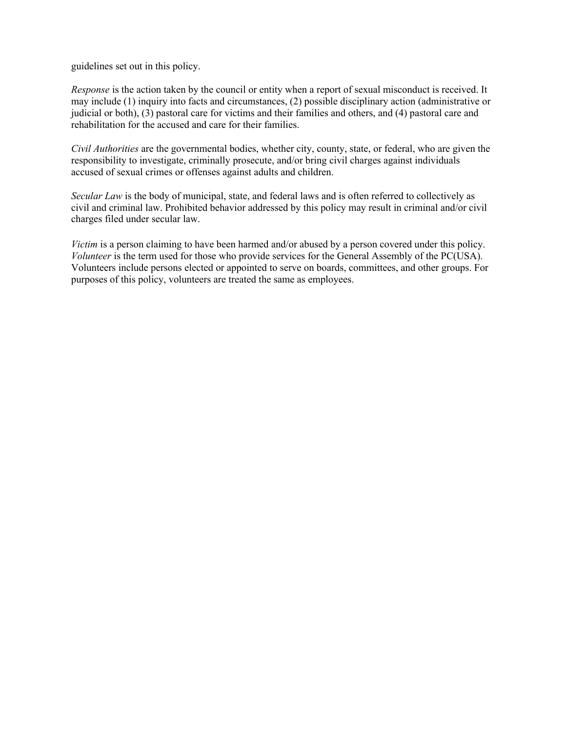guidelines set out in this policy.

*Response* is the action taken by the council or entity when a report of sexual misconduct is received. It may include (1) inquiry into facts and circumstances, (2) possible disciplinary action (administrative or judicial or both), (3) pastoral care for victims and their families and others, and (4) pastoral care and rehabilitation for the accused and care for their families.

*Civil Authorities* are the governmental bodies, whether city, county, state, or federal, who are given the responsibility to investigate, criminally prosecute, and/or bring civil charges against individuals accused of sexual crimes or offenses against adults and children.

*Secular Law* is the body of municipal, state, and federal laws and is often referred to collectively as civil and criminal law. Prohibited behavior addressed by this policy may result in criminal and/or civil charges filed under secular law.

*Victim* is a person claiming to have been harmed and/or abused by a person covered under this policy.
*Volunteer* is the term used for those who provide services for the General Assembly of the PC(USA). Volunteers include persons elected or appointed to serve on boards, committees, and other groups. For purposes of this policy, volunteers are treated the same as employees.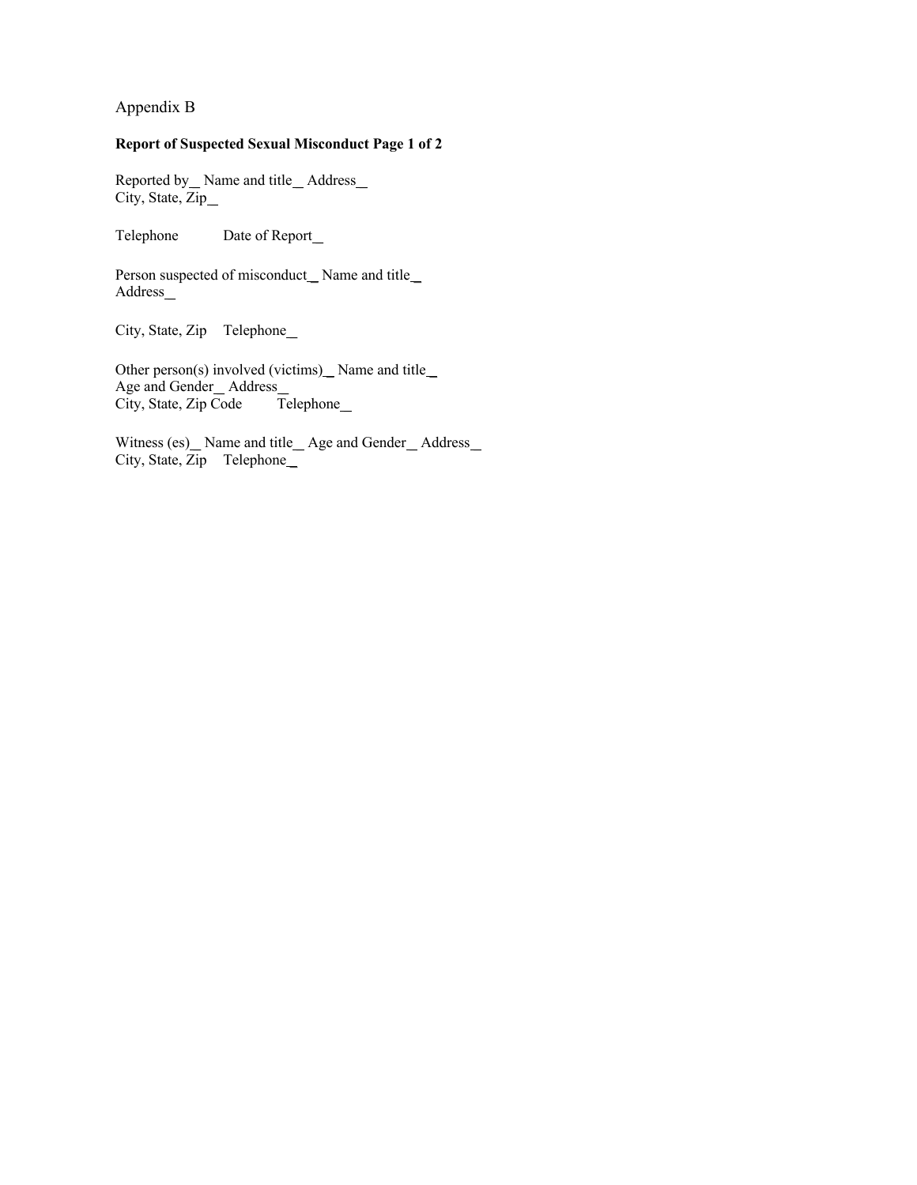Appendix B

**Report of Suspected Sexual Misconduct Page 1 of 2**

Reported by_ Name and title_ Address_
City, State, Zip_

Telephone Date of Report_

Person suspected of misconduct_ Name and title_
Address_

City, State, Zip Telephone_

Other person(s) involved (victims)_ Name and title_
Age and Gender_ Address_
City, State, Zip Code Telephone_

Witness (es)_ Name and title_ Age and Gender_ Address_
City, State, Zip Telephone_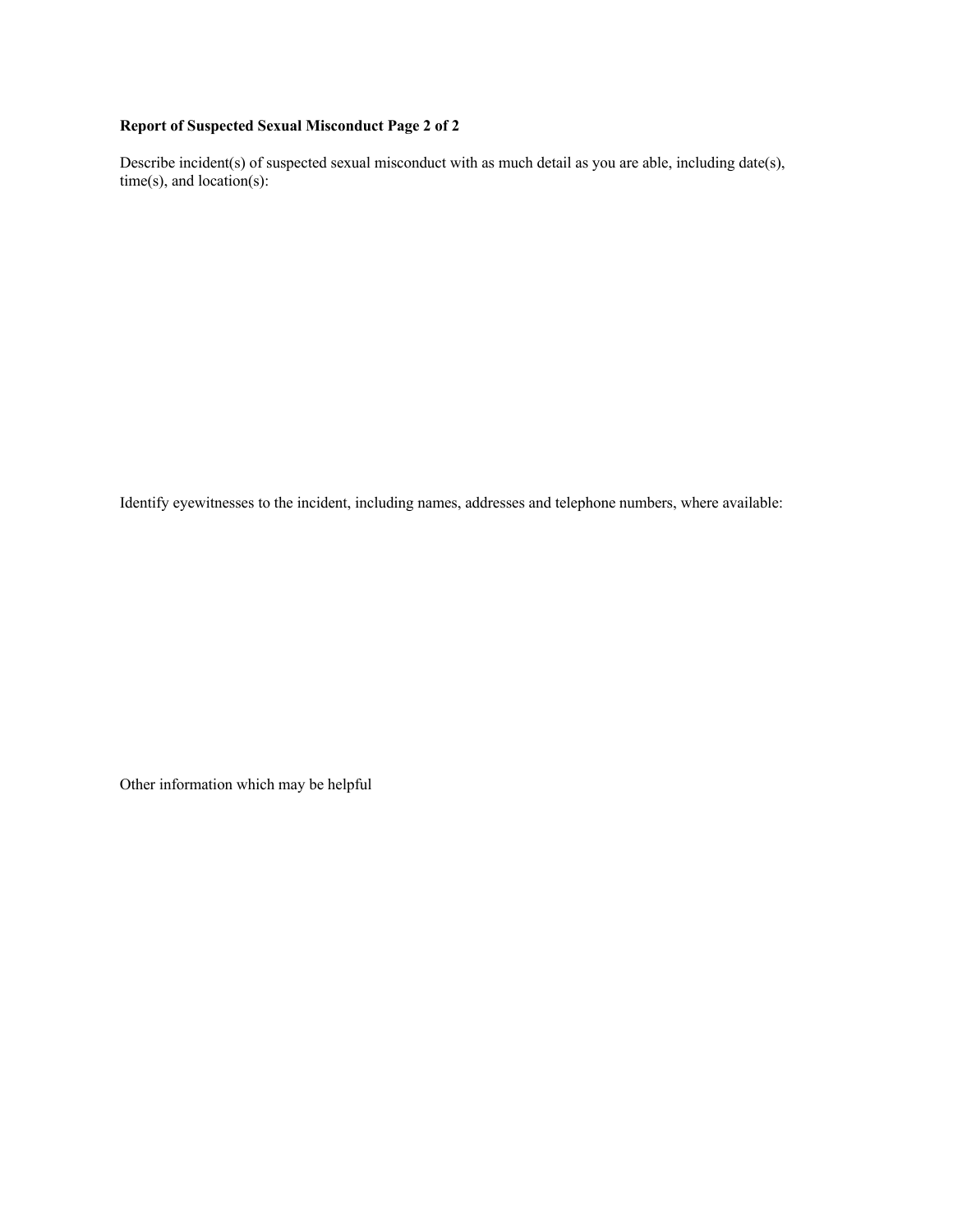**Report of Suspected Sexual Misconduct Page 2 of 2**

Describe incident(s) of suspected sexual misconduct with as much detail as you are able, including date(s), time(s), and location(s):

Identify eyewitnesses to the incident, including names, addresses and telephone numbers, where available:

Other information which may be helpful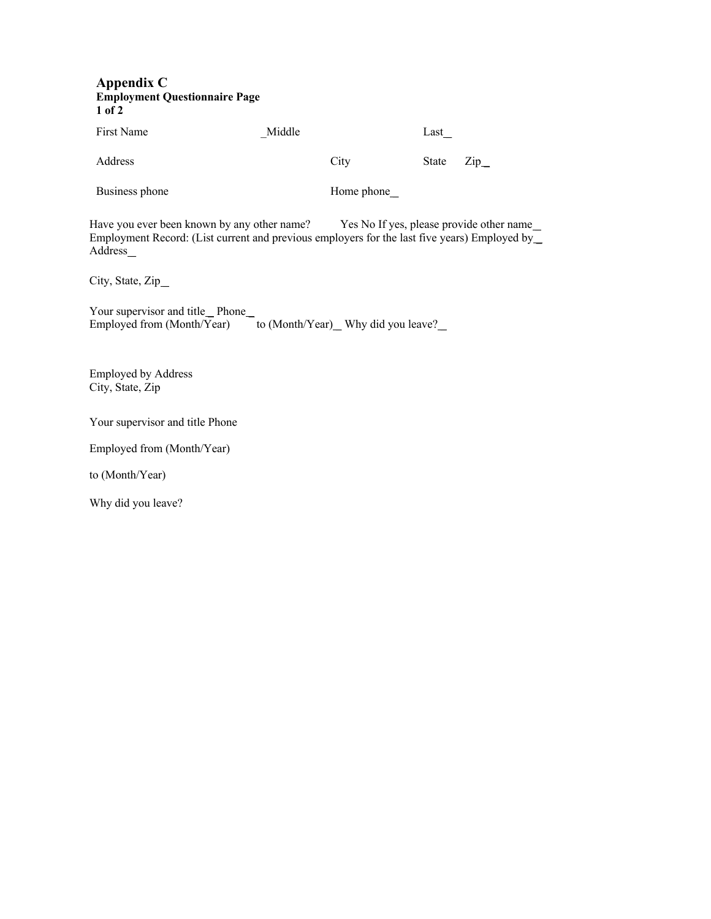# Appendix C

**Employment Questionnaire Page 1 of 2**

First Name _Middle Last_

Address City State Zip_

Business phone Home phone_

Have you ever been known by any other name? Yes No If yes, please provide other name_
Employment Record: (List current and previous employers for the last five years) Employed by_
Address_

City, State, Zip_

Your supervisor and title_ Phone_
Employed from (Month/Year) to (Month/Year)_ Why did you leave?_

Employed by Address
City, State, Zip

Your supervisor and title Phone

Employed from (Month/Year)

to (Month/Year)

Why did you leave?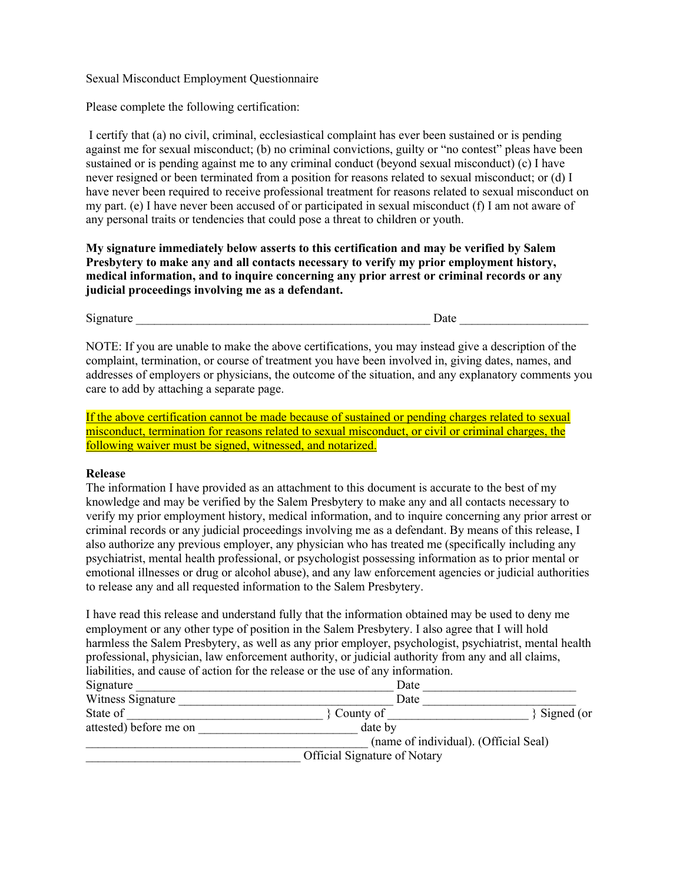Sexual Misconduct Employment Questionnaire

Please complete the following certification:

I certify that (a) no civil, criminal, ecclesiastical complaint has ever been sustained or is pending against me for sexual misconduct; (b) no criminal convictions, guilty or "no contest" pleas have been sustained or is pending against me to any criminal conduct (beyond sexual misconduct) (c) I have never resigned or been terminated from a position for reasons related to sexual misconduct; or (d) I have never been required to receive professional treatment for reasons related to sexual misconduct on my part. (e) I have never been accused of or participated in sexual misconduct (f) I am not aware of any personal traits or tendencies that could pose a threat to children or youth.

**My signature immediately below asserts to this certification and may be verified by Salem Presbytery to make any and all contacts necessary to verify my prior employment history, medical information, and to inquire concerning any prior arrest or criminal records or any judicial proceedings involving me as a defendant.**

Signature _______________________________________________ Date ____________________

NOTE: If you are unable to make the above certifications, you may instead give a description of the complaint, termination, or course of treatment you have been involved in, giving dates, names, and addresses of employers or physicians, the outcome of the situation, and any explanatory comments you care to add by attaching a separate page.

If the above certification cannot be made because of sustained or pending charges related to sexual misconduct, termination for reasons related to sexual misconduct, or civil or criminal charges, the following waiver must be signed, witnessed, and notarized.

**Release**

The information I have provided as an attachment to this document is accurate to the best of my knowledge and may be verified by the Salem Presbytery to make any and all contacts necessary to verify my prior employment history, medical information, and to inquire concerning any prior arrest or criminal records or any judicial proceedings involving me as a defendant. By means of this release, I also authorize any previous employer, any physician who has treated me (specifically including any psychiatrist, mental health professional, or psychologist possessing information as to prior mental or emotional illnesses or drug or alcohol abuse), and any law enforcement agencies or judicial authorities to release any and all requested information to the Salem Presbytery.

I have read this release and understand fully that the information obtained may be used to deny me employment or any other type of position in the Salem Presbytery. I also agree that I will hold harmless the Salem Presbytery, as well as any prior employer, psychologist, psychiatrist, mental health professional, physician, law enforcement authority, or judicial authority from any and all claims, liabilities, and cause of action for the release or the use of any information.

Signature __________________________________________ Date ________________________

Witness Signature ___________________________________ Date ________________________

State of ________________________________ } County of _______________________ } Signed (or attested) before me on _________________________ date by

_______________________________________________ (name of individual). (Official Seal)

___________________________________ Official Signature of Notary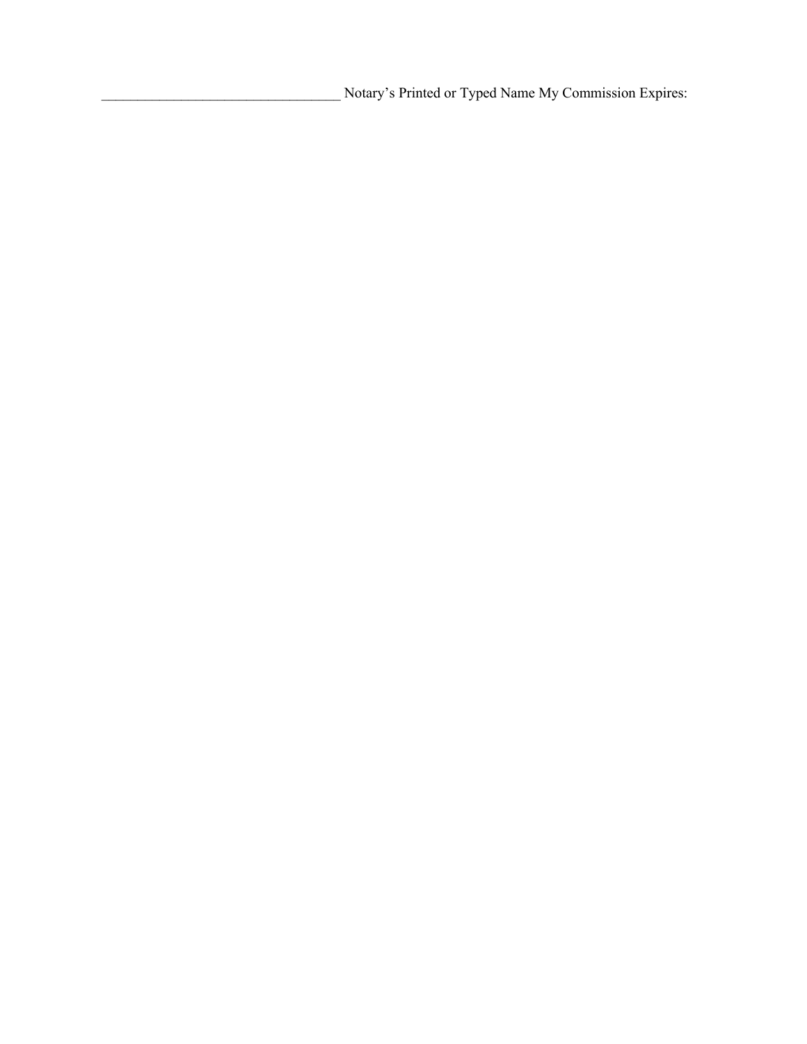__________________________________ Notary's Printed or Typed Name My Commission Expires: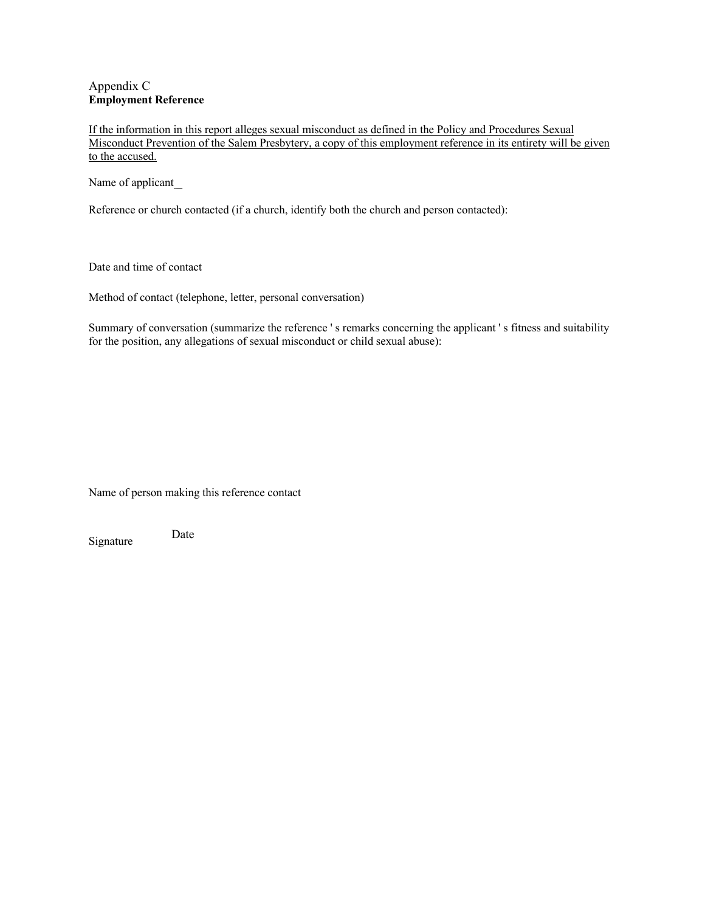Appendix C
**Employment Reference**

If the information in this report alleges sexual misconduct as defined in the Policy and Procedures Sexual Misconduct Prevention of the Salem Presbytery, a copy of this employment reference in its entirety will be given to the accused.

Name of applicant_

Reference or church contacted (if a church, identify both the church and person contacted):

Date and time of contact

Method of contact (telephone, letter, personal conversation)

Summary of conversation (summarize the reference ' s remarks concerning the applicant ' s fitness and suitability for the position, any allegations of sexual misconduct or child sexual abuse):

Name of person making this reference contact

Signature Date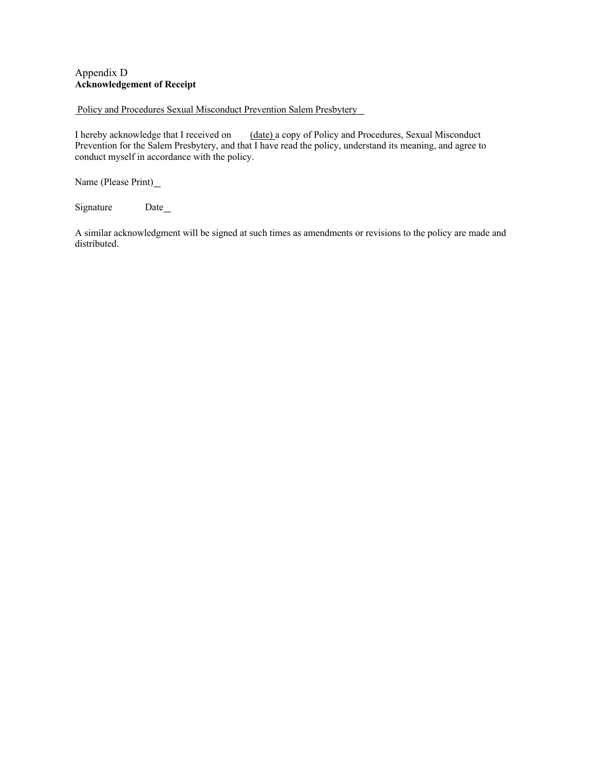Appendix D

**Acknowledgement of Receipt**

Policy and Procedures Sexual Misconduct Prevention Salem Presbytery

I hereby acknowledge that I received on (date) a copy of Policy and Procedures, Sexual Misconduct Prevention for the Salem Presbytery, and that I have read the policy, understand its meaning, and agree to conduct myself in accordance with the policy.

Name (Please Print)\_

Signature Date\_

A similar acknowledgment will be signed at such times as amendments or revisions to the policy are made and distributed.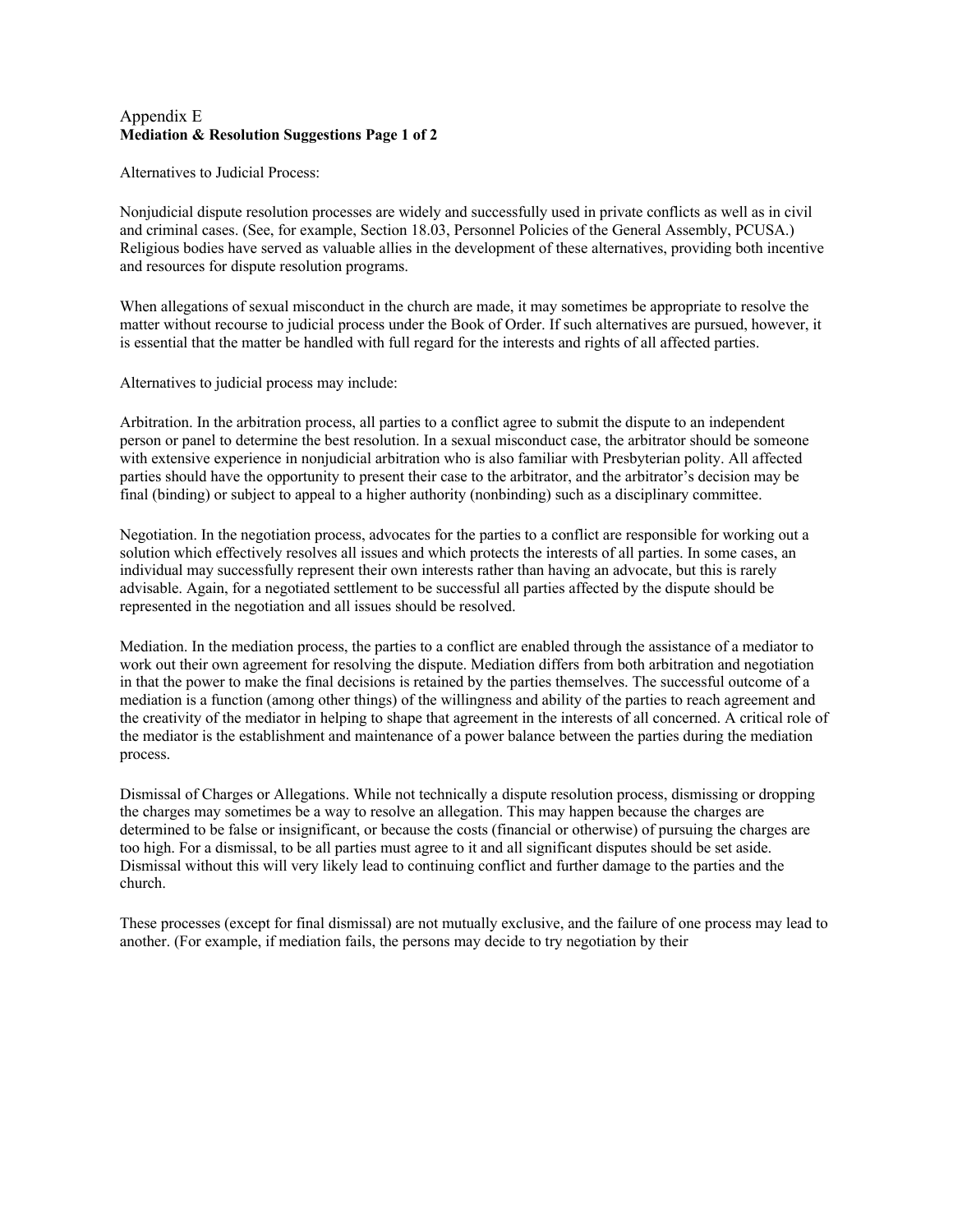Appendix E
**Mediation & Resolution Suggestions Page 1 of 2**

Alternatives to Judicial Process:

Nonjudicial dispute resolution processes are widely and successfully used in private conflicts as well as in civil and criminal cases. (See, for example, Section 18.03, Personnel Policies of the General Assembly, PCUSA.) Religious bodies have served as valuable allies in the development of these alternatives, providing both incentive and resources for dispute resolution programs.

When allegations of sexual misconduct in the church are made, it may sometimes be appropriate to resolve the matter without recourse to judicial process under the Book of Order. If such alternatives are pursued, however, it is essential that the matter be handled with full regard for the interests and rights of all affected parties.

Alternatives to judicial process may include:

Arbitration. In the arbitration process, all parties to a conflict agree to submit the dispute to an independent person or panel to determine the best resolution. In a sexual misconduct case, the arbitrator should be someone with extensive experience in nonjudicial arbitration who is also familiar with Presbyterian polity. All affected parties should have the opportunity to present their case to the arbitrator, and the arbitrator's decision may be final (binding) or subject to appeal to a higher authority (nonbinding) such as a disciplinary committee.

Negotiation. In the negotiation process, advocates for the parties to a conflict are responsible for working out a solution which effectively resolves all issues and which protects the interests of all parties. In some cases, an individual may successfully represent their own interests rather than having an advocate, but this is rarely advisable. Again, for a negotiated settlement to be successful all parties affected by the dispute should be represented in the negotiation and all issues should be resolved.

Mediation. In the mediation process, the parties to a conflict are enabled through the assistance of a mediator to work out their own agreement for resolving the dispute. Mediation differs from both arbitration and negotiation in that the power to make the final decisions is retained by the parties themselves. The successful outcome of a mediation is a function (among other things) of the willingness and ability of the parties to reach agreement and the creativity of the mediator in helping to shape that agreement in the interests of all concerned. A critical role of the mediator is the establishment and maintenance of a power balance between the parties during the mediation process.

Dismissal of Charges or Allegations. While not technically a dispute resolution process, dismissing or dropping the charges may sometimes be a way to resolve an allegation. This may happen because the charges are determined to be false or insignificant, or because the costs (financial or otherwise) of pursuing the charges are too high. For a dismissal, to be all parties must agree to it and all significant disputes should be set aside. Dismissal without this will very likely lead to continuing conflict and further damage to the parties and the church.

These processes (except for final dismissal) are not mutually exclusive, and the failure of one process may lead to another. (For example, if mediation fails, the persons may decide to try negotiation by their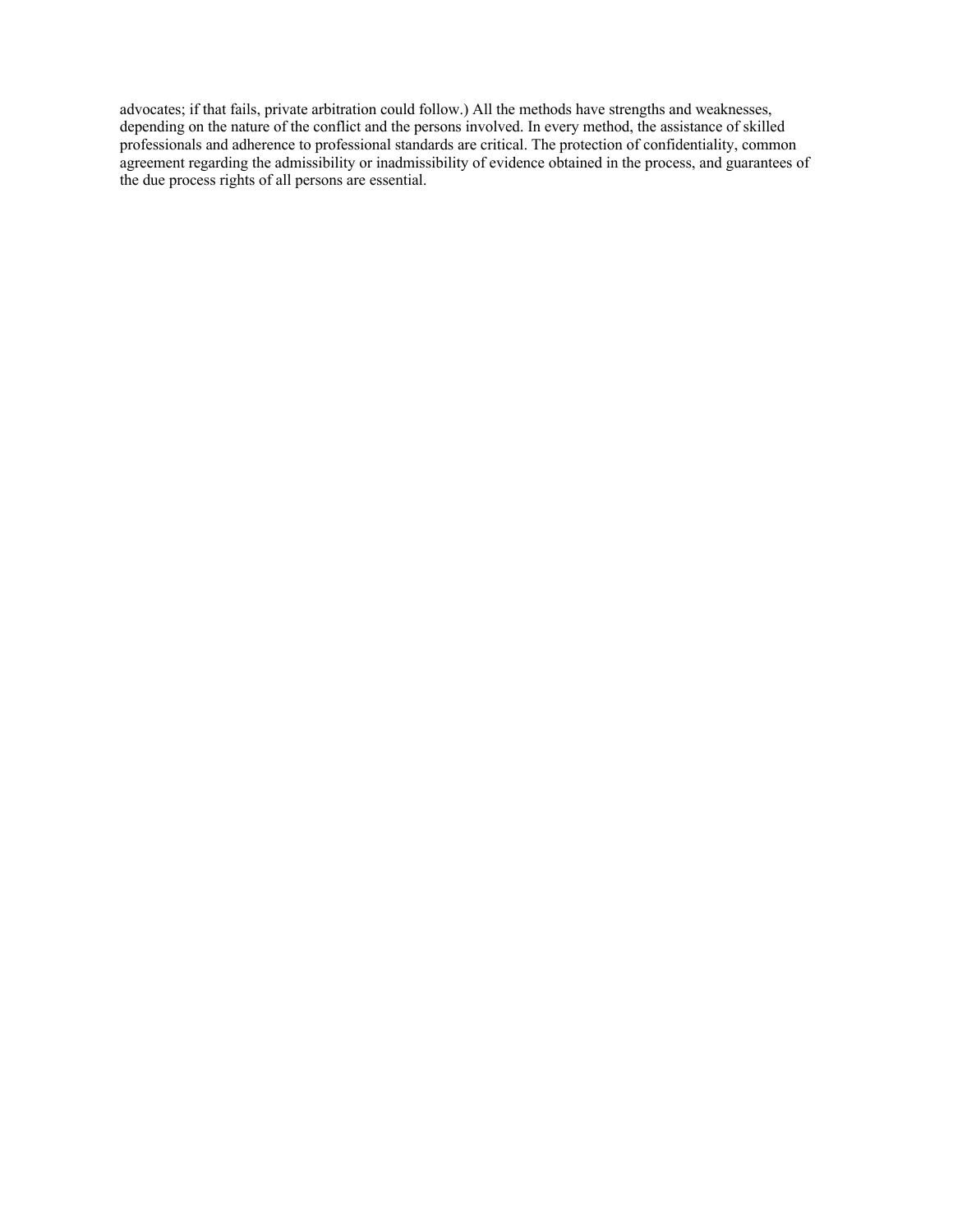advocates; if that fails, private arbitration could follow.) All the methods have strengths and weaknesses, depending on the nature of the conflict and the persons involved. In every method, the assistance of skilled professionals and adherence to professional standards are critical. The protection of confidentiality, common agreement regarding the admissibility or inadmissibility of evidence obtained in the process, and guarantees of the due process rights of all persons are essential.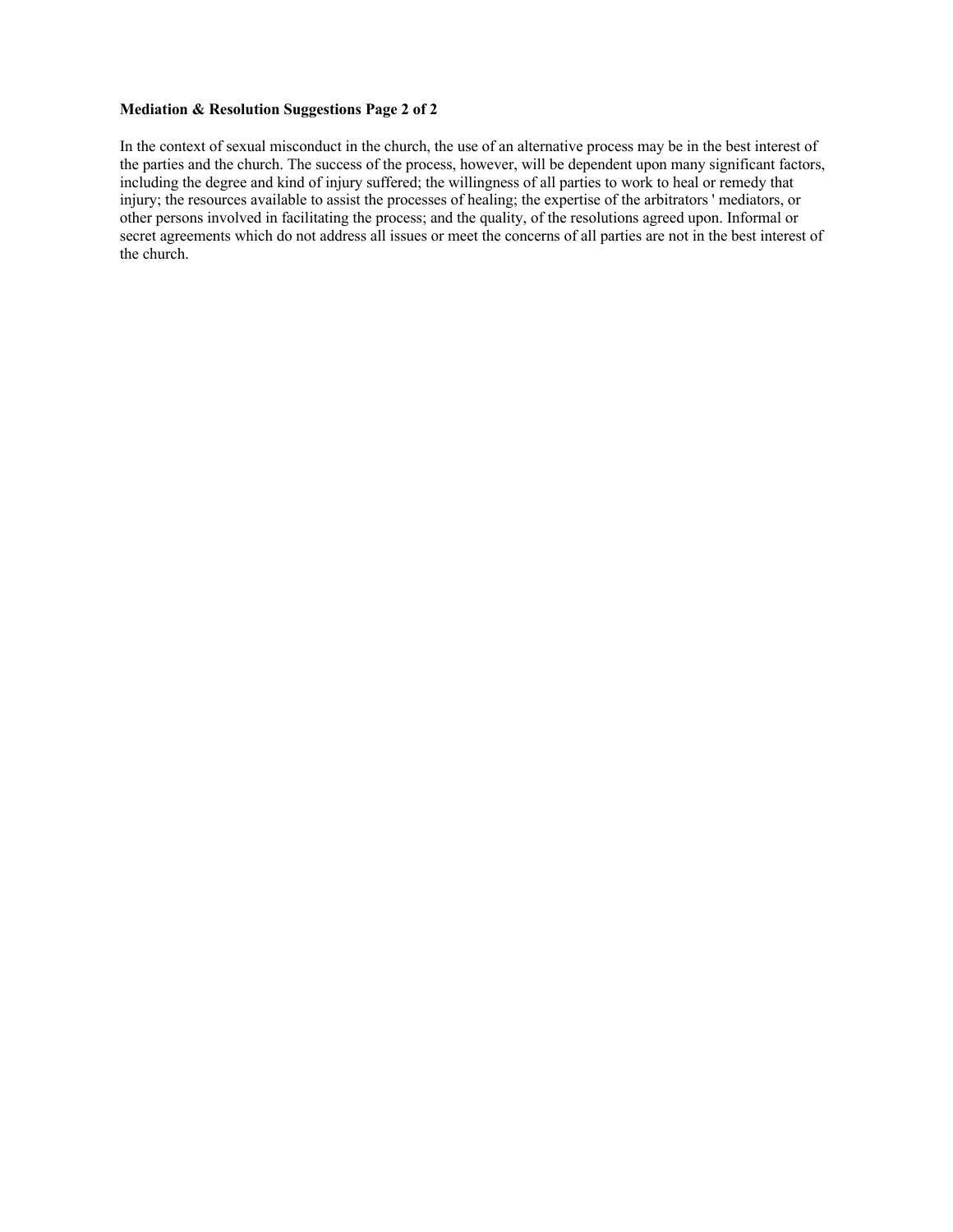**Mediation & Resolution Suggestions Page 2 of 2**

In the context of sexual misconduct in the church, the use of an alternative process may be in the best interest of the parties and the church. The success of the process, however, will be dependent upon many significant factors, including the degree and kind of injury suffered; the willingness of all parties to work to heal or remedy that injury; the resources available to assist the processes of healing; the expertise of the arbitrators ' mediators, or other persons involved in facilitating the process; and the quality, of the resolutions agreed upon. Informal or secret agreements which do not address all issues or meet the concerns of all parties are not in the best interest of the church.